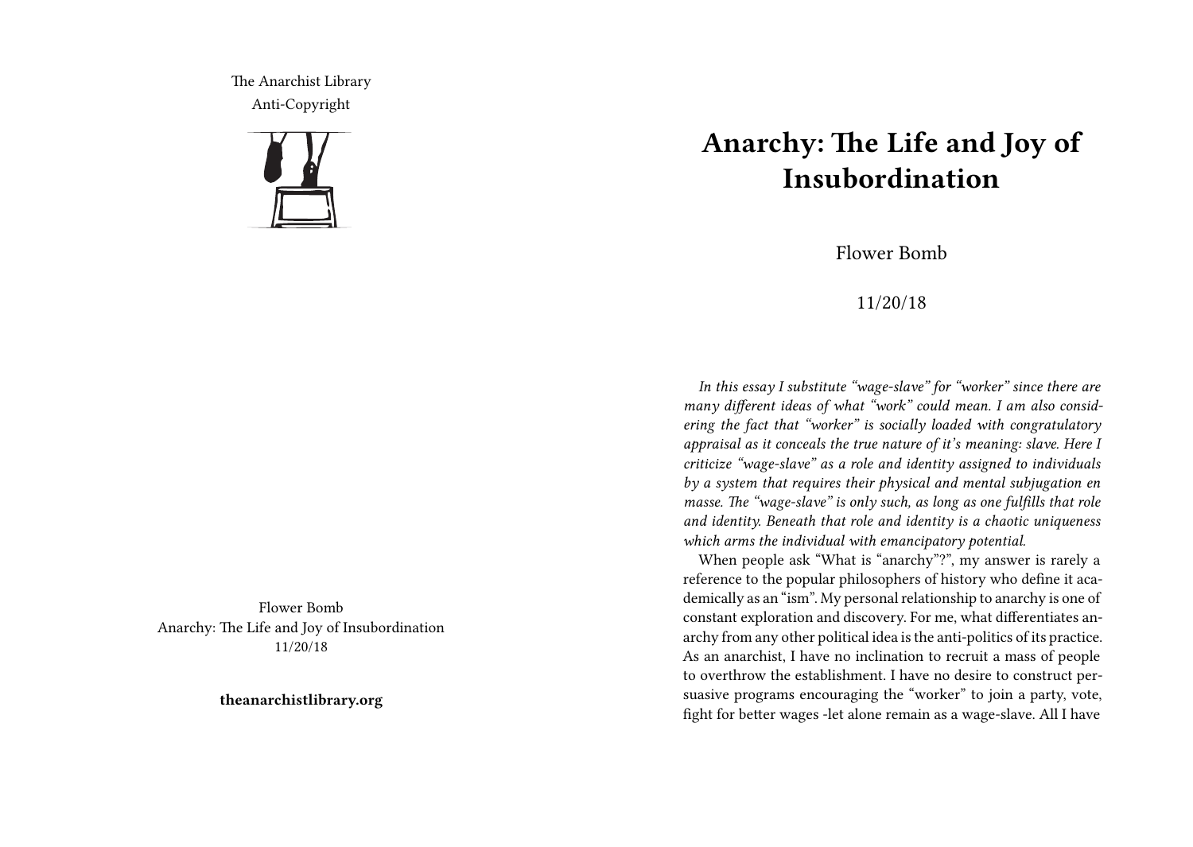The Anarchist Library
Anti-Copyright

Flower Bomb
Anarchy: The Life and Joy of Insubordination
11/20/18

**theanarchistlibrary.org**

# Anarchy: The Life and Joy of Insubordination

Flower Bomb

11/20/18

*In this essay I substitute "wage-slave" for "worker" since there are many different ideas of what "work" could mean. I am also considering the fact that "worker" is socially loaded with congratulatory appraisal as it conceals the true nature of it's meaning: slave. Here I criticize "wage-slave" as a role and identity assigned to individuals by a system that requires their physical and mental subjugation en masse. The "wage-slave" is only such, as long as one fulfills that role and identity. Beneath that role and identity is a chaotic uniqueness which arms the individual with emancipatory potential.*

When people ask "What is "anarchy"?", my answer is rarely a reference to the popular philosophers of history who define it academically as an "ism". My personal relationship to anarchy is one of constant exploration and discovery. For me, what differentiates anarchy from any other political idea is the anti-politics of its practice. As an anarchist, I have no inclination to recruit a mass of people to overthrow the establishment. I have no desire to construct persuasive programs encouraging the "worker" to join a party, vote, fight for better wages -let alone remain as a wage-slave. All I have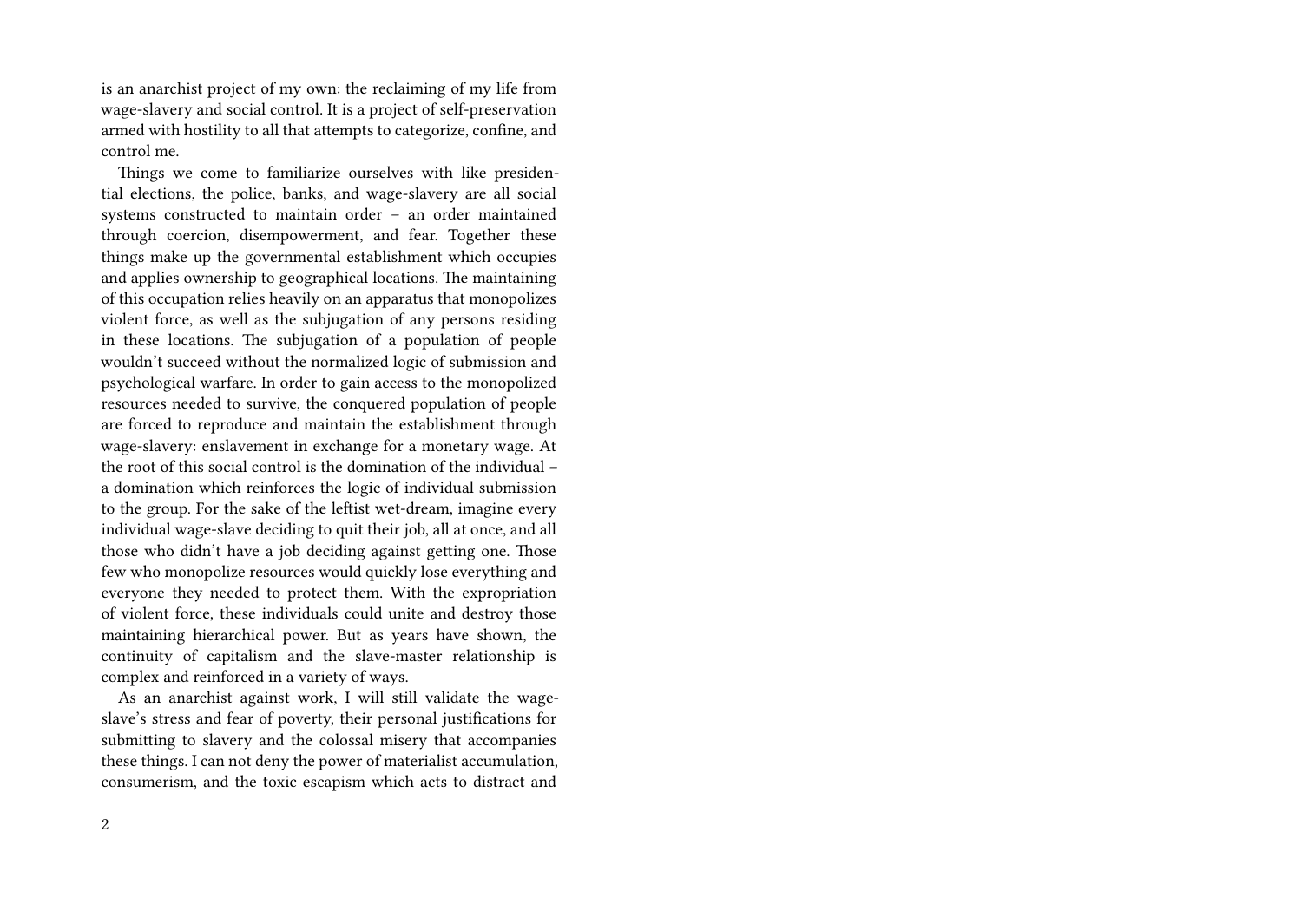is an anarchist project of my own: the reclaiming of my life from wage-slavery and social control. It is a project of self-preservation armed with hostility to all that attempts to categorize, confine, and control me.

Things we come to familiarize ourselves with like presidential elections, the police, banks, and wage-slavery are all social systems constructed to maintain order – an order maintained through coercion, disempowerment, and fear. Together these things make up the governmental establishment which occupies and applies ownership to geographical locations. The maintaining of this occupation relies heavily on an apparatus that monopolizes violent force, as well as the subjugation of any persons residing in these locations. The subjugation of a population of people wouldn't succeed without the normalized logic of submission and psychological warfare. In order to gain access to the monopolized resources needed to survive, the conquered population of people are forced to reproduce and maintain the establishment through wage-slavery: enslavement in exchange for a monetary wage. At the root of this social control is the domination of the individual – a domination which reinforces the logic of individual submission to the group. For the sake of the leftist wet-dream, imagine every individual wage-slave deciding to quit their job, all at once, and all those who didn't have a job deciding against getting one. Those few who monopolize resources would quickly lose everything and everyone they needed to protect them. With the expropriation of violent force, these individuals could unite and destroy those maintaining hierarchical power. But as years have shown, the continuity of capitalism and the slave-master relationship is complex and reinforced in a variety of ways.

As an anarchist against work, I will still validate the wage-slave's stress and fear of poverty, their personal justifications for submitting to slavery and the colossal misery that accompanies these things. I can not deny the power of materialist accumulation, consumerism, and the toxic escapism which acts to distract and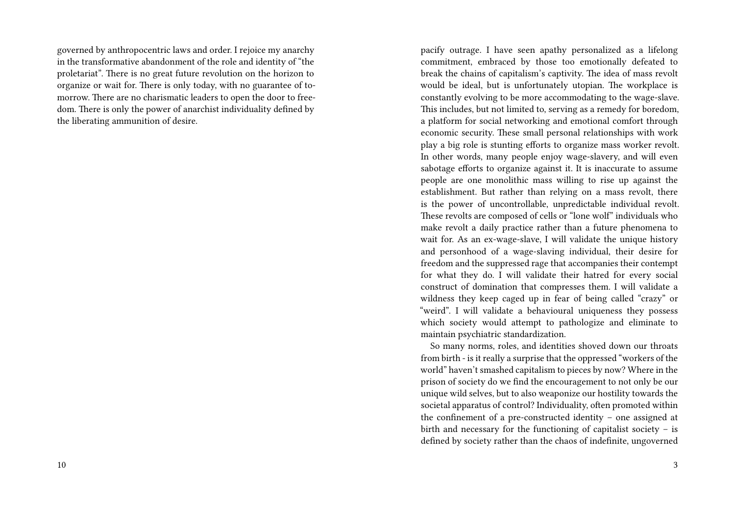governed by anthropocentric laws and order. I rejoice my anarchy in the transformative abandonment of the role and identity of "the proletariat". There is no great future revolution on the horizon to organize or wait for. There is only today, with no guarantee of tomorrow. There are no charismatic leaders to open the door to freedom. There is only the power of anarchist individuality defined by the liberating ammunition of desire.

pacify outrage. I have seen apathy personalized as a lifelong commitment, embraced by those too emotionally defeated to break the chains of capitalism's captivity. The idea of mass revolt would be ideal, but is unfortunately utopian. The workplace is constantly evolving to be more accommodating to the wage-slave. This includes, but not limited to, serving as a remedy for boredom, a platform for social networking and emotional comfort through economic security. These small personal relationships with work play a big role is stunting efforts to organize mass worker revolt. In other words, many people enjoy wage-slavery, and will even sabotage efforts to organize against it. It is inaccurate to assume people are one monolithic mass willing to rise up against the establishment. But rather than relying on a mass revolt, there is the power of uncontrollable, unpredictable individual revolt. These revolts are composed of cells or "lone wolf" individuals who make revolt a daily practice rather than a future phenomena to wait for. As an ex-wage-slave, I will validate the unique history and personhood of a wage-slaving individual, their desire for freedom and the suppressed rage that accompanies their contempt for what they do. I will validate their hatred for every social construct of domination that compresses them. I will validate a wildness they keep caged up in fear of being called "crazy" or "weird". I will validate a behavioural uniqueness they possess which society would attempt to pathologize and eliminate to maintain psychiatric standardization.

So many norms, roles, and identities shoved down our throats from birth - is it really a surprise that the oppressed "workers of the world" haven't smashed capitalism to pieces by now? Where in the prison of society do we find the encouragement to not only be our unique wild selves, but to also weaponize our hostility towards the societal apparatus of control? Individuality, often promoted within the confinement of a pre-constructed identity – one assigned at birth and necessary for the functioning of capitalist society – is defined by society rather than the chaos of indefinite, ungoverned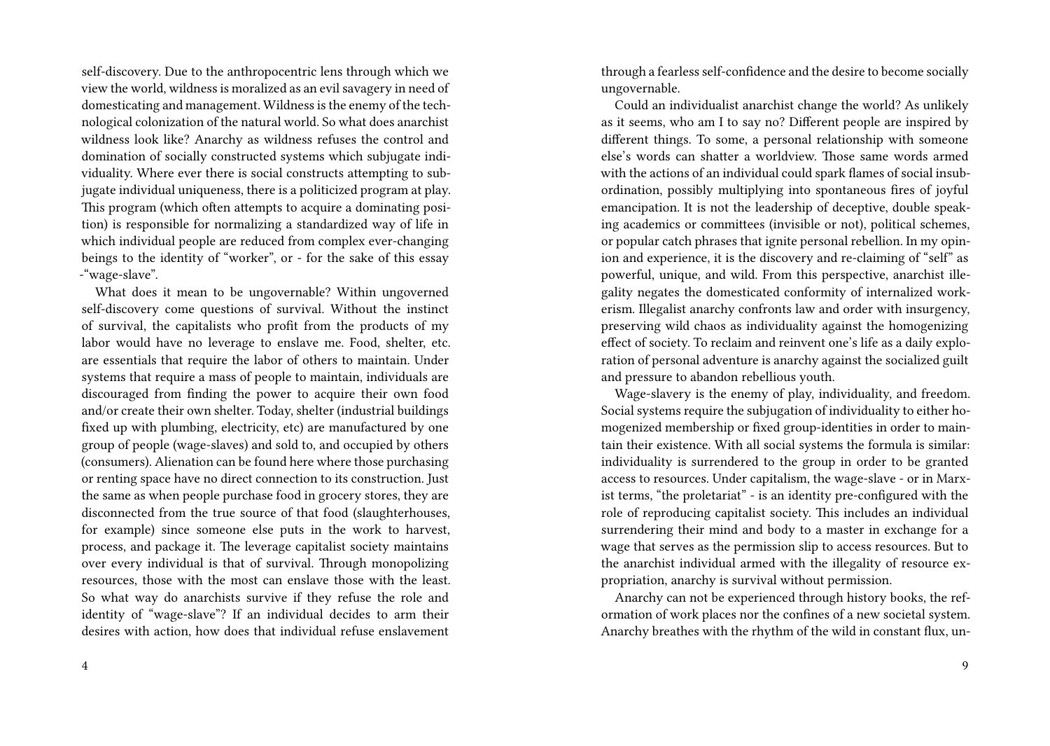self-discovery. Due to the anthropocentric lens through which we view the world, wildness is moralized as an evil savagery in need of domesticating and management. Wildness is the enemy of the technological colonization of the natural world. So what does anarchist wildness look like? Anarchy as wildness refuses the control and domination of socially constructed systems which subjugate individuality. Where ever there is social constructs attempting to subjugate individual uniqueness, there is a politicized program at play. This program (which often attempts to acquire a dominating position) is responsible for normalizing a standardized way of life in which individual people are reduced from complex ever-changing beings to the identity of "worker", or - for the sake of this essay -"wage-slave".

What does it mean to be ungovernable? Within ungoverned self-discovery come questions of survival. Without the instinct of survival, the capitalists who profit from the products of my labor would have no leverage to enslave me. Food, shelter, etc. are essentials that require the labor of others to maintain. Under systems that require a mass of people to maintain, individuals are discouraged from finding the power to acquire their own food and/or create their own shelter. Today, shelter (industrial buildings fixed up with plumbing, electricity, etc) are manufactured by one group of people (wage-slaves) and sold to, and occupied by others (consumers). Alienation can be found here where those purchasing or renting space have no direct connection to its construction. Just the same as when people purchase food in grocery stores, they are disconnected from the true source of that food (slaughterhouses, for example) since someone else puts in the work to harvest, process, and package it. The leverage capitalist society maintains over every individual is that of survival. Through monopolizing resources, those with the most can enslave those with the least. So what way do anarchists survive if they refuse the role and identity of "wage-slave"? If an individual decides to arm their desires with action, how does that individual refuse enslavement

through a fearless self-confidence and the desire to become socially ungovernable.

Could an individualist anarchist change the world? As unlikely as it seems, who am I to say no? Different people are inspired by different things. To some, a personal relationship with someone else's words can shatter a worldview. Those same words armed with the actions of an individual could spark flames of social insubordination, possibly multiplying into spontaneous fires of joyful emancipation. It is not the leadership of deceptive, double speaking academics or committees (invisible or not), political schemes, or popular catch phrases that ignite personal rebellion. In my opinion and experience, it is the discovery and re-claiming of "self" as powerful, unique, and wild. From this perspective, anarchist illegality negates the domesticated conformity of internalized workerism. Illegalist anarchy confronts law and order with insurgency, preserving wild chaos as individuality against the homogenizing effect of society. To reclaim and reinvent one's life as a daily exploration of personal adventure is anarchy against the socialized guilt and pressure to abandon rebellious youth.

Wage-slavery is the enemy of play, individuality, and freedom. Social systems require the subjugation of individuality to either homogenized membership or fixed group-identities in order to maintain their existence. With all social systems the formula is similar: individuality is surrendered to the group in order to be granted access to resources. Under capitalism, the wage-slave - or in Marxist terms, "the proletariat" - is an identity pre-configured with the role of reproducing capitalist society. This includes an individual surrendering their mind and body to a master in exchange for a wage that serves as the permission slip to access resources. But to the anarchist individual armed with the illegality of resource expropriation, anarchy is survival without permission.

Anarchy can not be experienced through history books, the reformation of work places nor the confines of a new societal system. Anarchy breathes with the rhythm of the wild in constant flux, un-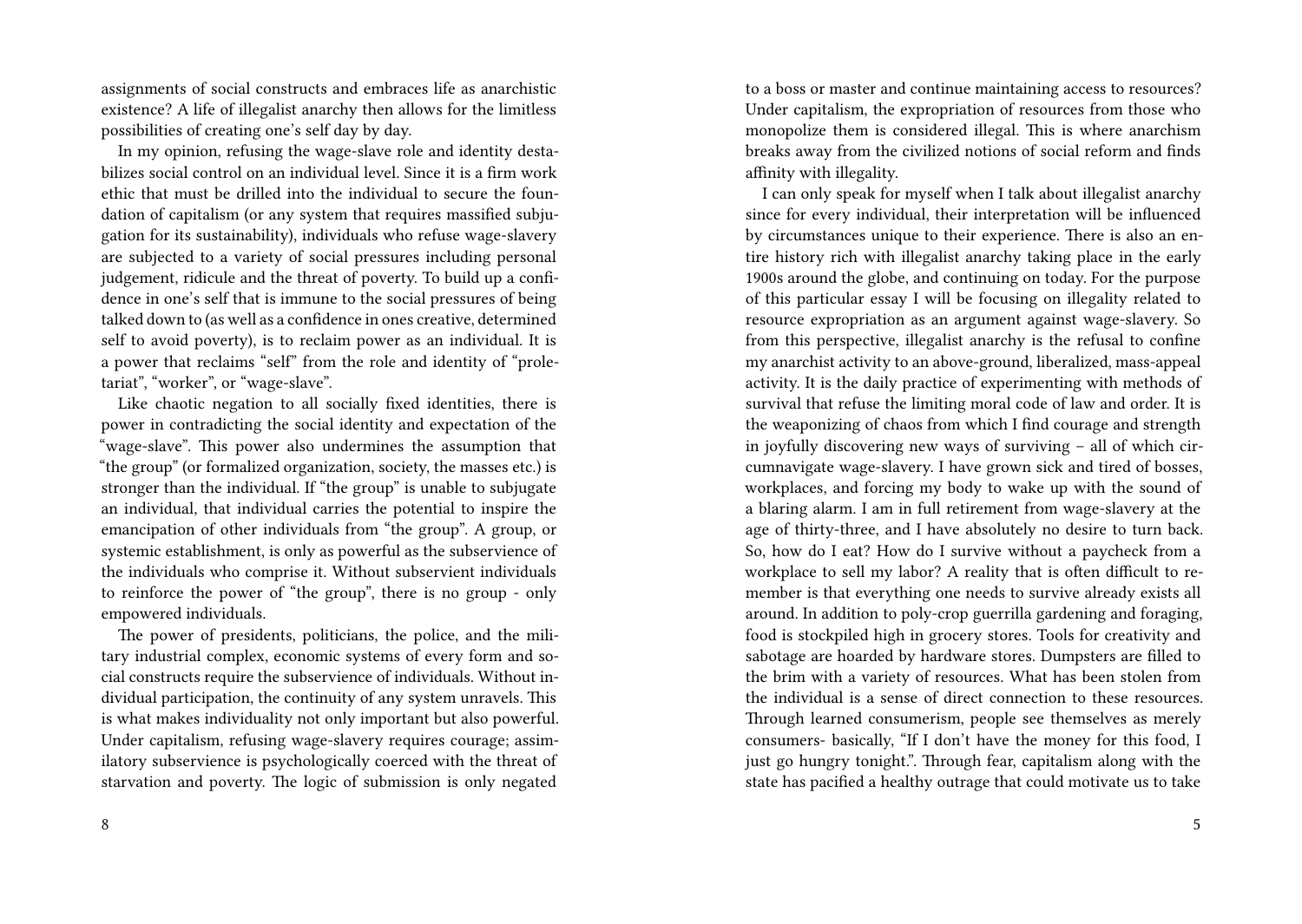assignments of social constructs and embraces life as anarchistic existence? A life of illegalist anarchy then allows for the limitless possibilities of creating one's self day by day.

In my opinion, refusing the wage-slave role and identity destabilizes social control on an individual level. Since it is a firm work ethic that must be drilled into the individual to secure the foundation of capitalism (or any system that requires massified subjugation for its sustainability), individuals who refuse wage-slavery are subjected to a variety of social pressures including personal judgement, ridicule and the threat of poverty. To build up a confidence in one's self that is immune to the social pressures of being talked down to (as well as a confidence in ones creative, determined self to avoid poverty), is to reclaim power as an individual. It is a power that reclaims "self" from the role and identity of "proletariat", "worker", or "wage-slave".

Like chaotic negation to all socially fixed identities, there is power in contradicting the social identity and expectation of the "wage-slave". This power also undermines the assumption that "the group" (or formalized organization, society, the masses etc.) is stronger than the individual. If "the group" is unable to subjugate an individual, that individual carries the potential to inspire the emancipation of other individuals from "the group". A group, or systemic establishment, is only as powerful as the subservience of the individuals who comprise it. Without subservient individuals to reinforce the power of "the group", there is no group - only empowered individuals.

The power of presidents, politicians, the police, and the military industrial complex, economic systems of every form and social constructs require the subservience of individuals. Without individual participation, the continuity of any system unravels. This is what makes individuality not only important but also powerful. Under capitalism, refusing wage-slavery requires courage; assimilatory subservience is psychologically coerced with the threat of starvation and poverty. The logic of submission is only negated

to a boss or master and continue maintaining access to resources? Under capitalism, the expropriation of resources from those who monopolize them is considered illegal. This is where anarchism breaks away from the civilized notions of social reform and finds affinity with illegality.

I can only speak for myself when I talk about illegalist anarchy since for every individual, their interpretation will be influenced by circumstances unique to their experience. There is also an entire history rich with illegalist anarchy taking place in the early 1900s around the globe, and continuing on today. For the purpose of this particular essay I will be focusing on illegality related to resource expropriation as an argument against wage-slavery. So from this perspective, illegalist anarchy is the refusal to confine my anarchist activity to an above-ground, liberalized, mass-appeal activity. It is the daily practice of experimenting with methods of survival that refuse the limiting moral code of law and order. It is the weaponizing of chaos from which I find courage and strength in joyfully discovering new ways of surviving – all of which circumnavigate wage-slavery. I have grown sick and tired of bosses, workplaces, and forcing my body to wake up with the sound of a blaring alarm. I am in full retirement from wage-slavery at the age of thirty-three, and I have absolutely no desire to turn back. So, how do I eat? How do I survive without a paycheck from a workplace to sell my labor? A reality that is often difficult to remember is that everything one needs to survive already exists all around. In addition to poly-crop guerrilla gardening and foraging, food is stockpiled high in grocery stores. Tools for creativity and sabotage are hoarded by hardware stores. Dumpsters are filled to the brim with a variety of resources. What has been stolen from the individual is a sense of direct connection to these resources. Through learned consumerism, people see themselves as merely consumers- basically, "If I don't have the money for this food, I just go hungry tonight.". Through fear, capitalism along with the state has pacified a healthy outrage that could motivate us to take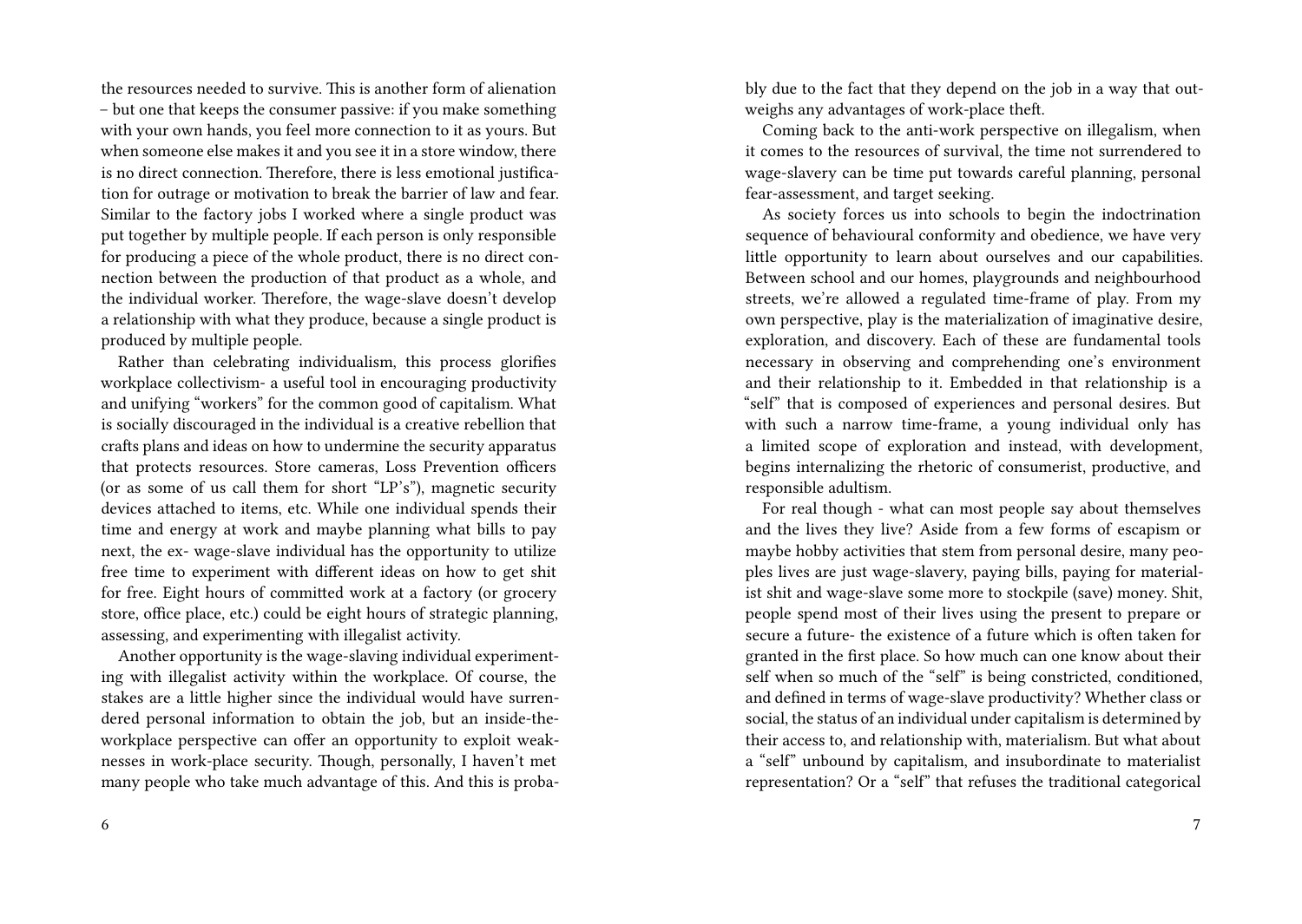the resources needed to survive. This is another form of alienation – but one that keeps the consumer passive: if you make something with your own hands, you feel more connection to it as yours. But when someone else makes it and you see it in a store window, there is no direct connection. Therefore, there is less emotional justification for outrage or motivation to break the barrier of law and fear. Similar to the factory jobs I worked where a single product was put together by multiple people. If each person is only responsible for producing a piece of the whole product, there is no direct connection between the production of that product as a whole, and the individual worker. Therefore, the wage-slave doesn't develop a relationship with what they produce, because a single product is produced by multiple people.

Rather than celebrating individualism, this process glorifies workplace collectivism- a useful tool in encouraging productivity and unifying "workers" for the common good of capitalism. What is socially discouraged in the individual is a creative rebellion that crafts plans and ideas on how to undermine the security apparatus that protects resources. Store cameras, Loss Prevention officers (or as some of us call them for short "LP's"), magnetic security devices attached to items, etc. While one individual spends their time and energy at work and maybe planning what bills to pay next, the ex- wage-slave individual has the opportunity to utilize free time to experiment with different ideas on how to get shit for free. Eight hours of committed work at a factory (or grocery store, office place, etc.) could be eight hours of strategic planning, assessing, and experimenting with illegalist activity.

Another opportunity is the wage-slaving individual experimenting with illegalist activity within the workplace. Of course, the stakes are a little higher since the individual would have surrendered personal information to obtain the job, but an inside-the-workplace perspective can offer an opportunity to exploit weaknesses in work-place security. Though, personally, I haven't met many people who take much advantage of this. And this is probably due to the fact that they depend on the job in a way that outweighs any advantages of work-place theft.

Coming back to the anti-work perspective on illegalism, when it comes to the resources of survival, the time not surrendered to wage-slavery can be time put towards careful planning, personal fear-assessment, and target seeking.

As society forces us into schools to begin the indoctrination sequence of behavioural conformity and obedience, we have very little opportunity to learn about ourselves and our capabilities. Between school and our homes, playgrounds and neighbourhood streets, we're allowed a regulated time-frame of play. From my own perspective, play is the materialization of imaginative desire, exploration, and discovery. Each of these are fundamental tools necessary in observing and comprehending one's environment and their relationship to it. Embedded in that relationship is a "self" that is composed of experiences and personal desires. But with such a narrow time-frame, a young individual only has a limited scope of exploration and instead, with development, begins internalizing the rhetoric of consumerist, productive, and responsible adultism.

For real though - what can most people say about themselves and the lives they live? Aside from a few forms of escapism or maybe hobby activities that stem from personal desire, many peoples lives are just wage-slavery, paying bills, paying for materialist shit and wage-slave some more to stockpile (save) money. Shit, people spend most of their lives using the present to prepare or secure a future- the existence of a future which is often taken for granted in the first place. So how much can one know about their self when so much of the "self" is being constricted, conditioned, and defined in terms of wage-slave productivity? Whether class or social, the status of an individual under capitalism is determined by their access to, and relationship with, materialism. But what about a "self" unbound by capitalism, and insubordinate to materialist representation? Or a "self" that refuses the traditional categorical